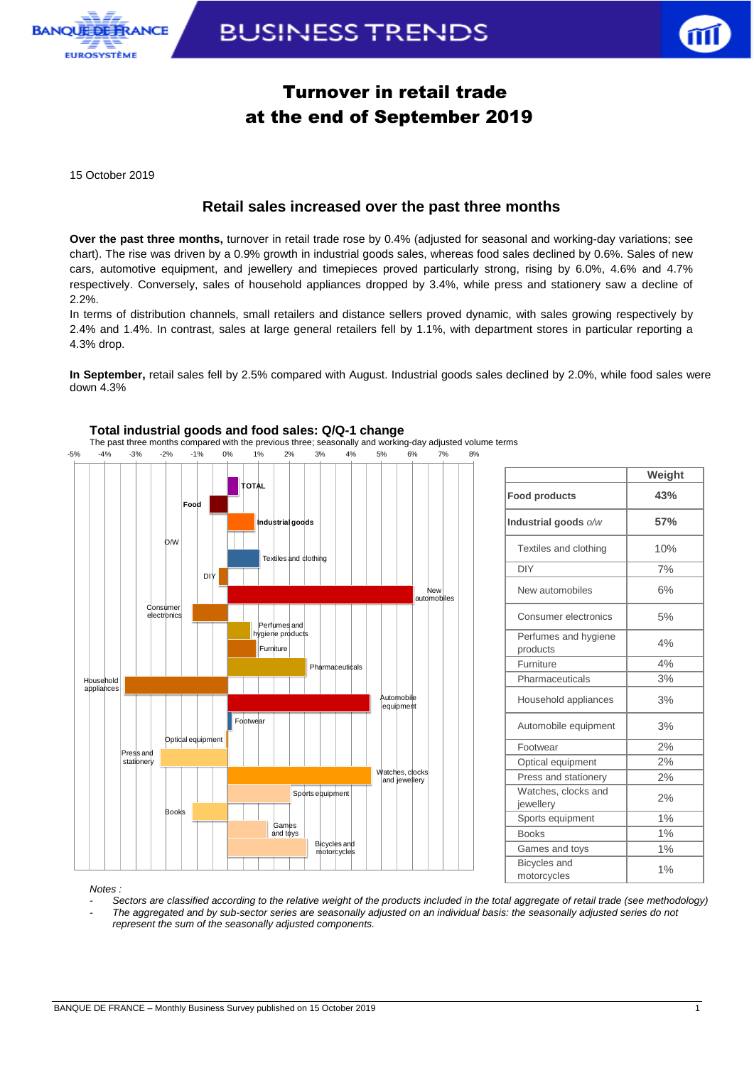# Turnover in retail trade at the end of September 2019

15 October 2019

## Retail sales increased over the past three months

**Over the past three months,** turnover in retail trade rose by 0.4% (adjusted for seasonal and working-day variations; see chart). The rise was driven by a 0.9% growth in industrial goods sales, whereas food sales declined by 0.6%. Sales of new cars, automotive equipment, and jewellery and timepieces proved particularly strong, rising by 6.0%, 4.6% and 4.7% respectively. Conversely, sales of household appliances dropped by 3.4%, while press and stationery saw a decline of 2.2%.

In terms of distribution channels, small retailers and distance sellers proved dynamic, with sales growing respectively by 2.4% and 1.4%. In contrast, sales at large general retailers fell by 1.1%, with department stores in particular reporting a 4.3% drop.

**In September,** retail sales fell by 2.5% compared with August. Industrial goods sales declined by 2.0%, while food sales were down 4.3%

**Total industrial goods and food sales: Q/Q-1 change**

The past three months compared with the previous three; seasonally and working-day adjusted volume terms

| | Weight |
|---|---|
| Food products | **43%** |
| Industrial goods *o/w* | **57%** |
| Textiles and clothing | 10% |
| DIY | 7% |
| New automobiles | 6% |
| Consumer electronics | 5% |
| Perfumes and hygiene products | 4% |
| Furniture | 4% |
| Pharmaceuticals | 3% |
| Household appliances | 3% |
| Automobile equipment | 3% |
| Footwear | 2% |
| Optical equipment | 2% |
| Press and stationery | 2% |
| Watches, clocks and jewellery | 2% |
| Sports equipment | 1% |
| Books | 1% |
| Games and toys | 1% |
| Bicycles and motorcycles | 1% |

*Notes :*

- *Sectors are classified according to the relative weight of the products included in the total aggregate of retail trade (see methodology)*
- *The aggregated and by sub-sector series are seasonally adjusted on an individual basis: the seasonally adjusted series do not represent the sum of the seasonally adjusted components.*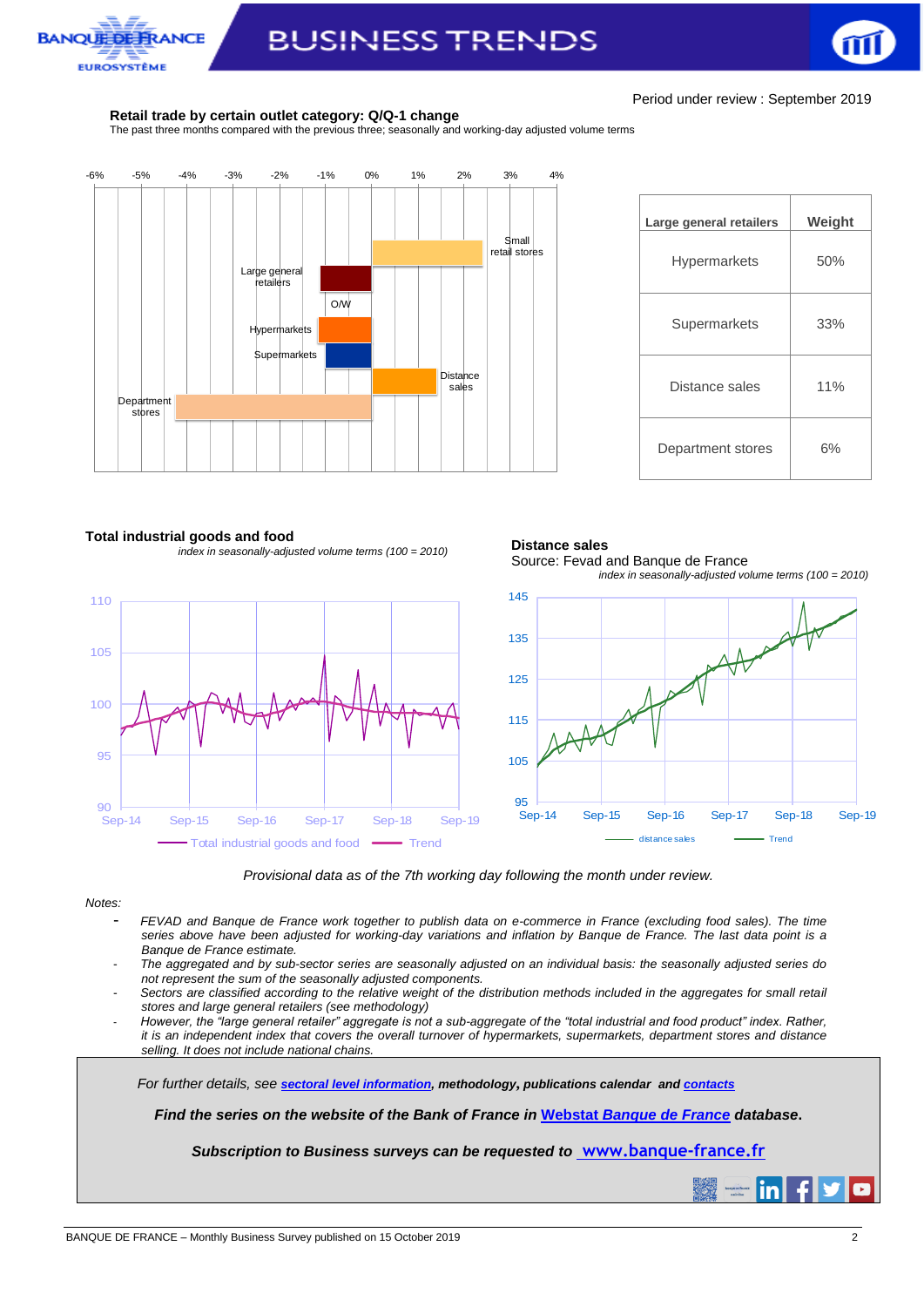Period under review : September 2019

**Retail trade by certain outlet category: Q/Q-1 change**

The past three months compared with the previous three; seasonally and working-day adjusted volume terms

-6% -5% -4% -3% -2% -1% 0% 1% 2% 3% 4%

Small retail stores

Large general retailers

O/W

Hypermarkets

Supermarkets

Distance sales

Department stores

| Large general retailers | Weight |
|---|---|
| Hypermarkets | 50% |
| Supermarkets | 33% |
| Distance sales | 11% |
| Department stores | 6% |

**Total industrial goods and food**

*index in seasonally-adjusted volume terms (100 = 2010)*

110 105 100 95 90

Sep-14 Sep-15 Sep-16 Sep-17 Sep-18 Sep-19

Total industrial goods and food — Trend

**Distance sales**

Source: Fevad and Banque de France

*index in seasonally-adjusted volume terms (100 = 2010)*

145 135 125 115 105 95

Sep-14 Sep-15 Sep-16 Sep-17 Sep-18 Sep-19

distance sales — Trend

*Provisional data as of the 7th working day following the month under review.*

*Notes:*

- *FEVAD and Banque de France work together to publish data on e-commerce in France (excluding food sales). The time series above have been adjusted for working-day variations and inflation by Banque de France. The last data point is a Banque de France estimate.*
- *The aggregated and by sub-sector series are seasonally adjusted on an individual basis: the seasonally adjusted series do not represent the sum of the seasonally adjusted components.*
- *Sectors are classified according to the relative weight of the distribution methods included in the aggregates for small retail stores and large general retailers (see methodology)*
- *However, the "large general retailer" aggregate is not a sub-aggregate of the "total industrial and food product" index. Rather, it is an independent index that covers the overall turnover of hypermarkets, supermarkets, department stores and distance selling. It does not include national chains.*

*For further details, see* ***sectoral level information****,* ***methodology****,* ***publications calendar*** *and* ***contacts***

***Find the series on the website of the Bank of France in Webstat Banque de France database.***

***Subscription to Business surveys can be requested to www.banque-france.fr***